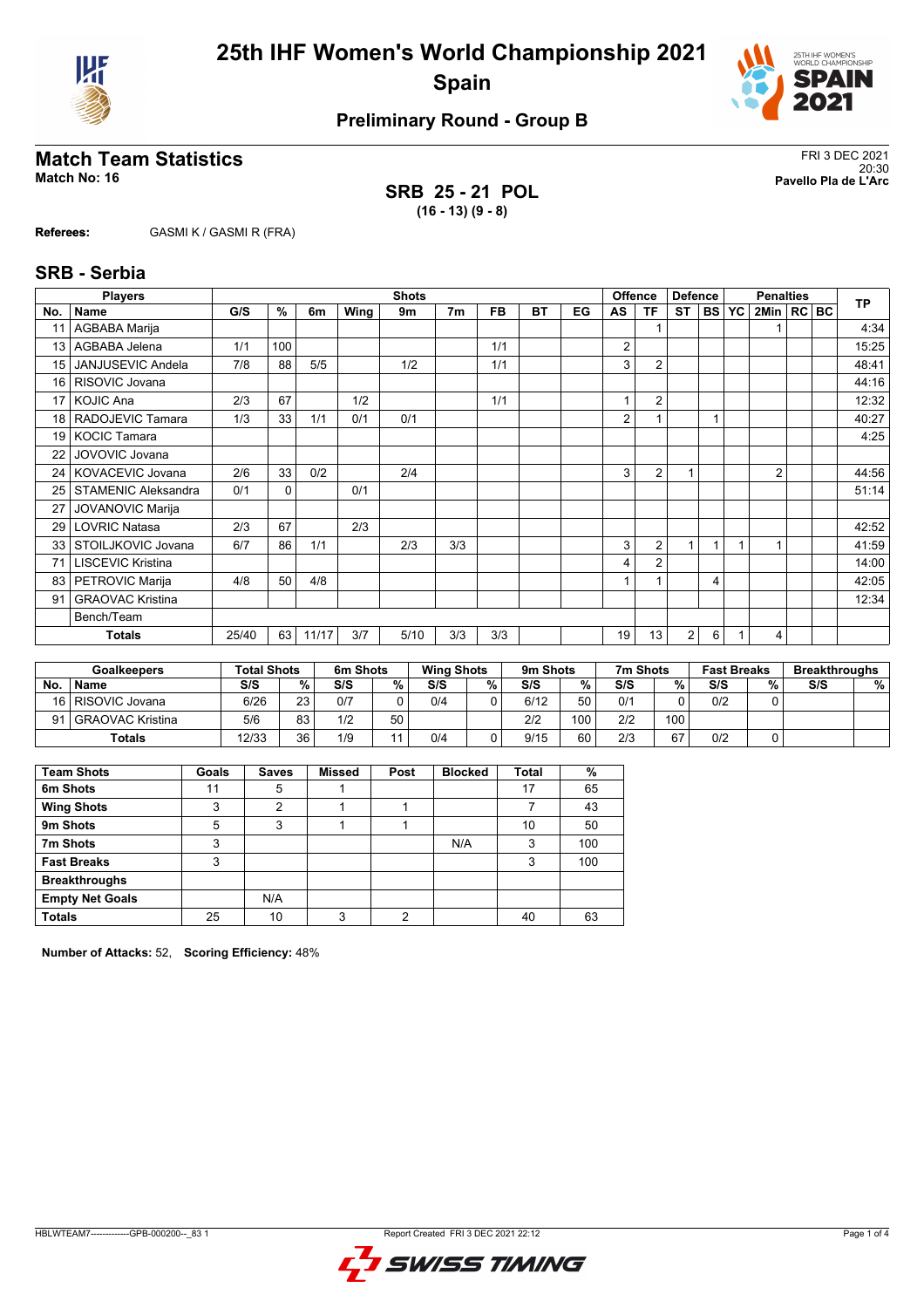# 25th IHF Women's World Championship 2021
## Spain

### Preliminary Round - Group B

## Match Team Statistics

**Match No: 16**

FRI 3 DEC 2021
20:30
**Pavello Pla de L'Arc**

**SRB 25 - 21 POL**
**(16 - 13) (9 - 8)**

**Referees:** GASMI K / GASMI R (FRA)

## SRB - Serbia

| No. | Name | G/S | % | 6m | Wing | 9m | 7m | FB | BT | EG | AS | TF | ST | BS | YC | 2Min | RC | BC | TP |
|---|---|---|---|---|---|---|---|---|---|---|---|---|---|---|---|---|---|---|---|
| | **Players** | **Shots** | | | | | | | | | **Offence** | | **Defence** | | **Penalties** | | | | |
| 11 | AGBABA Marija | | | | | | | | | | | 1 | | | | 1 | | | 4:34 |
| 13 | AGBABA Jelena | 1/1 | 100 | | | | | 1/1 | | | 2 | | | | | | | | 15:25 |
| 15 | JANJUSEVIC Andela | 7/8 | 88 | 5/5 | | 1/2 | | 1/1 | | | 3 | 2 | | | | | | | 48:41 |
| 16 | RISOVIC Jovana | | | | | | | | | | | | | | | | | | 44:16 |
| 17 | KOJIC Ana | 2/3 | 67 | | 1/2 | | | 1/1 | | | 1 | 2 | | | | | | | 12:32 |
| 18 | RADOJEVIC Tamara | 1/3 | 33 | 1/1 | 0/1 | 0/1 | | | | | 2 | 1 | | 1 | | | | | 40:27 |
| 19 | KOCIC Tamara | | | | | | | | | | | | | | | | | | 4:25 |
| 22 | JOVOVIC Jovana | | | | | | | | | | | | | | | | | | |
| 24 | KOVACEVIC Jovana | 2/6 | 33 | 0/2 | | 2/4 | | | | | 3 | 2 | 1 | | | 2 | | | 44:56 |
| 25 | STAMENIC Aleksandra | 0/1 | 0 | | 0/1 | | | | | | | | | | | | | | 51:14 |
| 27 | JOVANOVIC Marija | | | | | | | | | | | | | | | | | | |
| 29 | LOVRIC Natasa | 2/3 | 67 | | 2/3 | | | | | | | | | | | | | | 42:52 |
| 33 | STOILJKOVIC Jovana | 6/7 | 86 | 1/1 | | 2/3 | 3/3 | | | | 3 | 2 | 1 | 1 | 1 | 1 | | | 41:59 |
| 71 | LISCEVIC Kristina | | | | | | | | | | 4 | 2 | | | | | | | 14:00 |
| 83 | PETROVIC Marija | 4/8 | 50 | 4/8 | | | | | | | 1 | 1 | | 4 | | | | | 42:05 |
| 91 | GRAOVAC Kristina | | | | | | | | | | | | | | | | | | 12:34 |
| | Bench/Team | | | | | | | | | | | | | | | | | | |
| | **Totals** | 25/40 | 63 | 11/17 | 3/7 | 5/10 | 3/3 | 3/3 | | | 19 | 13 | 2 | 6 | 1 | 4 | | | |

| No. | Goalkeepers Name | Total Shots S/S | % | 6m Shots S/S | % | Wing Shots S/S | % | 9m Shots S/S | % | 7m Shots S/S | % | Fast Breaks S/S | % | Breakthroughs S/S | % |
|---|---|---|---|---|---|---|---|---|---|---|---|---|---|---|---|
| 16 | RISOVIC Jovana | 6/26 | 23 | 0/7 | 0 | 0/4 | 0 | 6/12 | 50 | 0/1 | 0 | 0/2 | 0 | | |
| 91 | GRAOVAC Kristina | 5/6 | 83 | 1/2 | 50 | | | 2/2 | 100 | 2/2 | 100 | | | | |
| | **Totals** | 12/33 | 36 | 1/9 | 11 | 0/4 | 0 | 9/15 | 60 | 2/3 | 67 | 0/2 | 0 | | |

| Team Shots | Goals | Saves | Missed | Post | Blocked | Total | % |
|---|---|---|---|---|---|---|---|
| 6m Shots | 11 | 5 | 1 | | | 17 | 65 |
| Wing Shots | 3 | 2 | 1 | 1 | | 7 | 43 |
| 9m Shots | 5 | 3 | 1 | 1 | | 10 | 50 |
| 7m Shots | 3 | | | | N/A | 3 | 100 |
| Fast Breaks | 3 | | | | | 3 | 100 |
| Breakthroughs | | | | | | | |
| Empty Net Goals | | N/A | | | | | |
| **Totals** | 25 | 10 | 3 | 2 | | 40 | 63 |

**Number of Attacks:** 52, **Scoring Efficiency:** 48%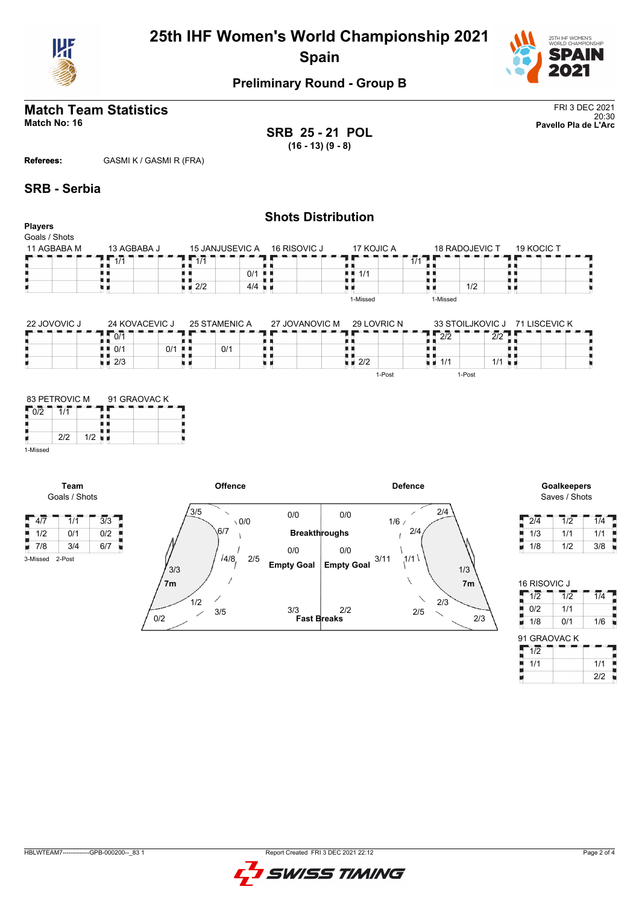# 25th IHF Women's World Championship 2021
## Spain

### Preliminary Round - Group B

## Match Team Statistics

**Match No: 16**

FRI 3 DEC 2021
20:30
**Pavello Pla de L'Arc**

**SRB 25 - 21 POL**
**(16 - 13) (9 - 8)**

**Referees:** GASMI K / GASMI R (FRA)

## SRB - Serbia

### Shots Distribution

**Players**
Goals / Shots

**11 AGBABA M**

| | | |
|---|---|---|
| | | |
| | | |
| | | |

**13 AGBABA J**

| | | |
|---|---|---|
| 1/1 | | |
| | | |
| | | |

**15 JANJUSEVIC A**

| | | |
|---|---|---|
| 1/1 | | |
| | | 0/1 |
| 2/2 | | 4/4 |

**16 RISOVIC J**

| | | |
|---|---|---|
| | | |
| | | |
| | | |

**17 KOJIC A**

| | | |
|---|---|---|
| | | 1/1 |
| 1/1 | | |
| | | |

1-Missed

**18 RADOJEVIC T**

| | | |
|---|---|---|
| | | |
| | | |
| | 1/2 | |

1-Missed

**19 KOCIC T**

| | | |
|---|---|---|
| | | |
| | | |
| | | |

**22 JOVOVIC J**

| | | |
|---|---|---|
| | | |
| | | |
| | | |

**24 KOVACEVIC J**

| | | |
|---|---|---|
| 0/1 | | |
| 0/1 | | 0/1 |
| 2/3 | | |

**25 STAMENIC A**

| | | |
|---|---|---|
| | | |
| | 0/1 | |
| | | |

**27 JOVANOVIC M**

| | | |
|---|---|---|
| | | |
| | | |
| | | |

**29 LOVRIC N**

| | | |
|---|---|---|
| | | |
| | | |
| 2/2 | | |

1-Post

**33 STOILJKOVIC J**

| | | |
|---|---|---|
| 2/2 | | 2/2 |
| | | |
| 1/1 | | 1/1 |

1-Post

**71 LISCEVIC K**

| | | |
|---|---|---|
| | | |
| | | |
| | | |

**83 PETROVIC M**

| | | |
|---|---|---|
| 0/2 | 1/1 | |
| | | |
| | 2/2 | 1/2 |

1-Missed

**91 GRAOVAC K**

| | | |
|---|---|---|
| | | |
| | | |
| | | |

**Team**
Goals / Shots

| | | |
|---|---|---|
| 4/7 | 1/1 | 3/3 |
| 1/2 | 0/1 | 0/2 |
| 7/8 | 3/4 | 6/7 |

3-Missed 2-Post

**Offence**

- Left wing: 3/5 (top), 3/3, 0/2 (bottom)
- 9m zone: 0/0, 6/7, 4/8, 2/5, 1/2, 3/5
- 7m
- Breakthroughs: 0/0
- Empty Goal: 0/0
- Fast Breaks: 3/3

**Defence**

- Breakthroughs: 0/0
- Empty Goal: 0/0
- Fast Breaks: 2/2
- 9m zone: 1/6, 2/4, 3/11, 1/1, 2/3, 2/5
- Right wing: 2/4 (top), 1/3, 2/3 (bottom)
- 7m

**Goalkeepers**
Saves / Shots

| | | |
|---|---|---|
| 2/4 | 1/2 | 1/4 |
| 1/3 | 1/1 | 1/1 |
| 1/8 | 1/2 | 3/8 |

**16 RISOVIC J**

| | | |
|---|---|---|
| 1/2 | 1/2 | 1/4 |
| 0/2 | 1/1 | |
| 1/8 | 0/1 | 1/6 |

**91 GRAOVAC K**

| | | |
|---|---|---|
| 1/2 | | |
| 1/1 | | 1/1 |
| | | 2/2 |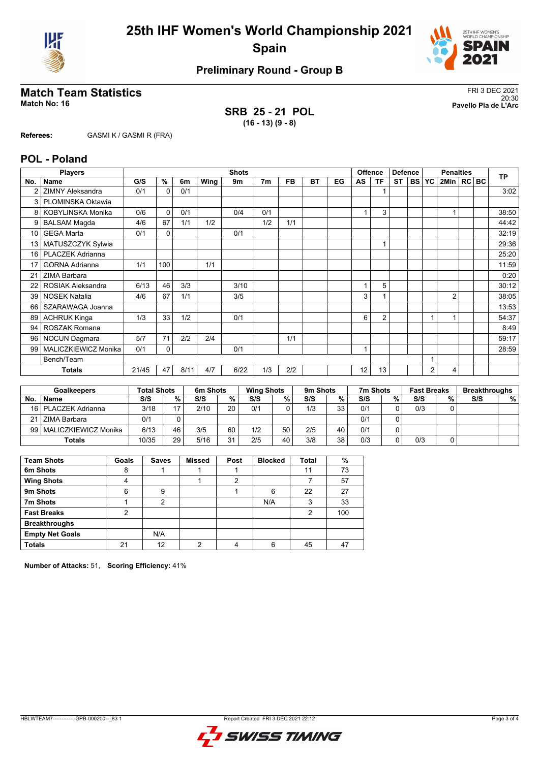# 25th IHF Women's World Championship 2021

# Spain

## Preliminary Round - Group B

## Match Team Statistics

**Match No: 16**

FRI 3 DEC 2021
20:30
**Pavello Pla de L'Arc**

**SRB 25 - 21 POL**
**(16 - 13) (9 - 8)**

**Referees:** GASMI K / GASMI R (FRA)

## POL - Poland

| Players | | Shots | | | | | | | | | Offence | | Defence | | | Penalties | | | TP |
|---|---|---|---|---|---|---|---|---|---|---|---|---|---|---|---|---|---|---|---|
| No. | Name | G/S | % | 6m | Wing | 9m | 7m | FB | BT | EG | AS | TF | ST | BS | YC | 2Min | RC | BC | |
| 2 | ZIMNY Aleksandra | 0/1 | 0 | 0/1 | | | | | | | | 1 | | | | | | | 3:02 |
| 3 | PLOMINSKA Oktawia | | | | | | | | | | | | | | | | | | |
| 8 | KOBYLINSKA Monika | 0/6 | 0 | 0/1 | | 0/4 | 0/1 | | | | 1 | 3 | | | | 1 | | | 38:50 |
| 9 | BALSAM Magda | 4/6 | 67 | 1/1 | 1/2 | | 1/2 | 1/1 | | | | | | | | | | | 44:42 |
| 10 | GEGA Marta | 0/1 | 0 | | | 0/1 | | | | | | | | | | | | | 32:19 |
| 13 | MATUSZCZYK Sylwia | | | | | | | | | | | 1 | | | | | | | 29:36 |
| 16 | PLACZEK Adrianna | | | | | | | | | | | | | | | | | | 25:20 |
| 17 | GORNA Adrianna | 1/1 | 100 | | 1/1 | | | | | | | | | | | | | | 11:59 |
| 21 | ZIMA Barbara | | | | | | | | | | | | | | | | | | 0:20 |
| 22 | ROSIAK Aleksandra | 6/13 | 46 | 3/3 | | 3/10 | | | | | 1 | 5 | | | | | | | 30:12 |
| 39 | NOSEK Natalia | 4/6 | 67 | 1/1 | | 3/5 | | | | | 3 | 1 | | | | 2 | | | 38:05 |
| 66 | SZARAWAGA Joanna | | | | | | | | | | | | | | | | | | 13:53 |
| 89 | ACHRUK Kinga | 1/3 | 33 | 1/2 | | 0/1 | | | | | 6 | 2 | | | 1 | 1 | | | 54:37 |
| 94 | ROSZAK Romana | | | | | | | | | | | | | | | | | | 8:49 |
| 96 | NOCUN Dagmara | 5/7 | 71 | 2/2 | 2/4 | | | 1/1 | | | | | | | | | | | 59:17 |
| 99 | MALICZKIEWICZ Monika | 0/1 | 0 | | | 0/1 | | | | | 1 | | | | | | | | 28:59 |
| | Bench/Team | | | | | | | | | | | | | | 1 | | | | |
| | **Totals** | 21/45 | 47 | 8/11 | 4/7 | 6/22 | 1/3 | 2/2 | | | 12 | 13 | | | 2 | 4 | | | |

| Goalkeepers | | Total Shots | | 6m Shots | | Wing Shots | | 9m Shots | | 7m Shots | | Fast Breaks | | Breakthroughs | |
|---|---|---|---|---|---|---|---|---|---|---|---|---|---|---|---|
| No. | Name | S/S | % | S/S | % | S/S | % | S/S | % | S/S | % | S/S | % | S/S | % |
| 16 | PLACZEK Adrianna | 3/18 | 17 | 2/10 | 20 | 0/1 | 0 | 1/3 | 33 | 0/1 | 0 | 0/3 | 0 | | |
| 21 | ZIMA Barbara | 0/1 | 0 | | | | | | | 0/1 | 0 | | | | |
| 99 | MALICZKIEWICZ Monika | 6/13 | 46 | 3/5 | 60 | 1/2 | 50 | 2/5 | 40 | 0/1 | 0 | | | | |
| | **Totals** | 10/35 | 29 | 5/16 | 31 | 2/5 | 40 | 3/8 | 38 | 0/3 | 0 | 0/3 | 0 | | |

| Team Shots | Goals | Saves | Missed | Post | Blocked | Total | % |
|---|---|---|---|---|---|---|---|
| 6m Shots | 8 | 1 | 1 | 1 | | 11 | 73 |
| Wing Shots | 4 | | 1 | 2 | | 7 | 57 |
| 9m Shots | 6 | 9 | | 1 | 6 | 22 | 27 |
| 7m Shots | 1 | 2 | | | N/A | 3 | 33 |
| Fast Breaks | 2 | | | | | 2 | 100 |
| Breakthroughs | | | | | | | |
| Empty Net Goals | | N/A | | | | | |
| Totals | 21 | 12 | 2 | 4 | 6 | 45 | 47 |

**Number of Attacks:** 51, **Scoring Efficiency:** 41%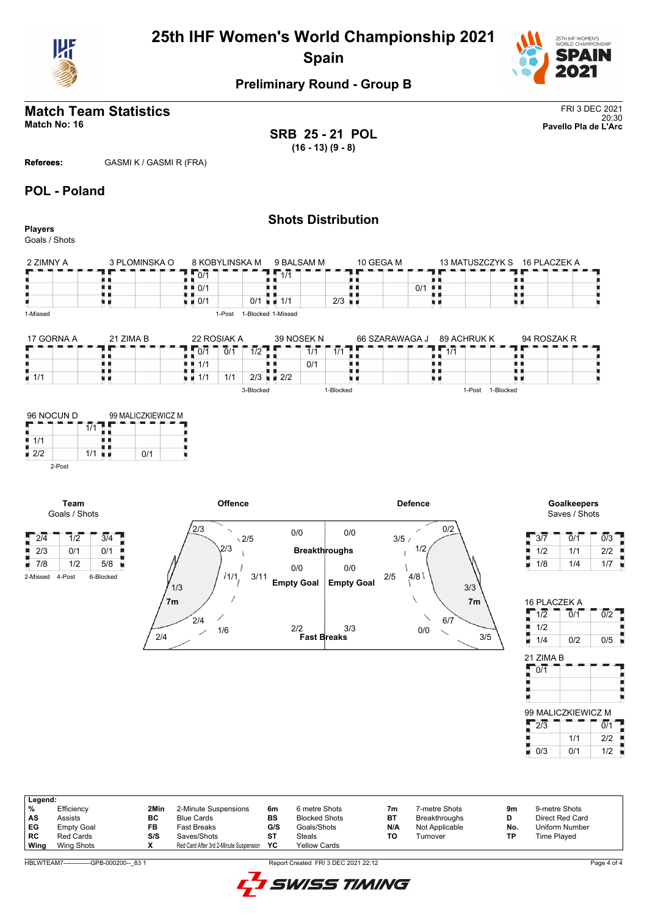# 25th IHF Women's World Championship 2021
## Spain

### Preliminary Round - Group B

## Match Team Statistics

**Match No: 16**

FRI 3 DEC 2021
20:30
**Pavello Pla de L'Arc**

**SRB 25 - 21 POL**
**(16 - 13) (9 - 8)**

**Referees:** GASMI K / GASMI R (FRA)

## POL - Poland

### Shots Distribution

**Players**
Goals / Shots

2 ZIMNY A
1-Missed

3 PLOMINSKA O

8 KOBYLINSKA M
0/1
0/1
0/1 0/1
1-Post 1-Blocked

9 BALSAM M
1/1
1/1 2/3
1-Missed

10 GEGA M
0/1

13 MATUSZCZYK S

16 PLACZEK A

17 GORNA A
1/1

21 ZIMA B

22 ROSIAK A
0/1 0/1 1/2
1/1
1/1 1/1 2/3
3-Blocked

39 NOSEK N
1/1 1/1
0/1
2/2
1-Blocked

66 SZARAWAGA J

89 ACHRUK K
1/1
1-Post 1-Blocked

94 ROSZAK R

96 NOCUN D
1/1
1/1
2/2 1/1
2-Post

99 MALICZKIEWICZ M
0/1

**Team**
Goals / Shots

| | | |
|---|---|---|
| 2/4 | 1/2 | 3/4 |
| 2/3 | 0/1 | 0/1 |
| 7/8 | 1/2 | 5/8 |

2-Missed 4-Post 6-Blocked

**Offence**
2/3
2/5
2/3
1/1
3/11
1/3
7m
2/4
1/6
2/4
0/0 0/0 Breakthroughs
0/0 0/0 Empty Goal Empty Goal
2/2 3/3 Fast Breaks

**Defence**
3/5
0/2
1/2
2/5
4/8
3/3
7m
6/7
0/0
3/5

**Goalkeepers**
Saves / Shots

| | | |
|---|---|---|
| 3/7 | 0/1 | 0/3 |
| 1/2 | 1/1 | 2/2 |
| 1/8 | 1/4 | 1/7 |

16 PLACZEK A

| | | |
|---|---|---|
| 1/2 | 0/1 | 0/2 |
| 1/2 | | |
| 1/4 | 0/2 | 0/5 |

21 ZIMA B

| | | |
|---|---|---|
| 0/1 | | |
| | | |
| | | |

99 MALICZKIEWICZ M

| | | |
|---|---|---|
| 2/3 | | 0/1 |
| | 1/1 | 2/2 |
| 0/3 | 0/1 | 1/2 |

**Legend:**

| | | | | | | | | | |
|---|---|---|---|---|---|---|---|---|---|
| % | Efficiency | 2Min | 2-Minute Suspensions | 6m | 6 metre Shots | 7m | 7-metre Shots | 9m | 9-metre Shots |
| AS | Assists | BC | Blue Cards | BS | Blocked Shots | BT | Breakthroughs | D | Direct Red Card |
| EG | Empty Goal | FB | Fast Breaks | G/S | Goals/Shots | N/A | Not Applicable | No. | Uniform Number |
| RC | Red Cards | S/S | Saves/Shots | ST | Steals | TO | Turnover | TP | Time Played |
| Wing | Wing Shots | X | Red Card After 3rd 2-Minute Suspension | YC | Yellow Cards | | | | |

HBLWTEAM7-------------GPB-000200--_83 1 Report Created FRI 3 DEC 2021 22:12